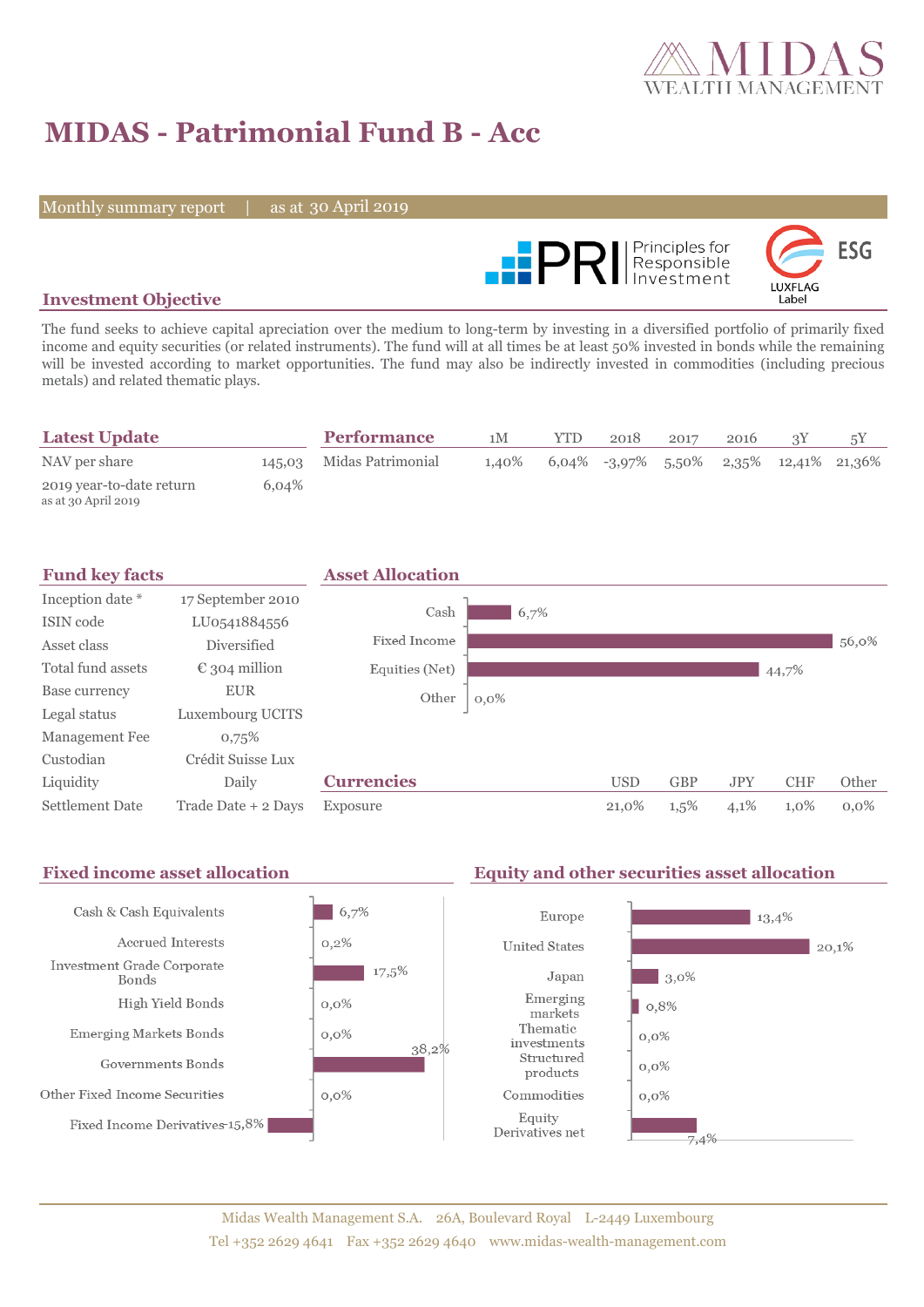# MIDAS - Patrimonial Fund B - Acc

Monthly summary report | as at 30 April 2019

## Investment Objective

The fund seeks to achieve capital apreciation over the medium to long-term by investing in a diversified portfolio of primarily fixed income and equity securities (or related instruments). The fund will at all times be at least 50% invested in bonds while the remaining will be invested according to market opportunities. The fund may also be indirectly invested in commodities (including precious metals) and related thematic plays.

## Latest Update

| | |
|---|---|
| NAV per share | 145,03 |
| 2019 year-to-date return<br>as at 30 April 2019 | 6,04% |

## Performance

| | 1M | YTD | 2018 | 2017 | 2016 | 3Y | 5Y |
|---|---|---|---|---|---|---|---|
| Midas Patrimonial | 1,40% | 6,04% | -3,97% | 5,50% | 2,35% | 12,41% | 21,36% |

## Fund key facts

| | |
|---|---|
| Inception date * | 17 September 2010 |
| ISIN code | LU0541884556 |
| Asset class | Diversified |
| Total fund assets | € 304 million |
| Base currency | EUR |
| Legal status | Luxembourg UCITS |
| Management Fee | 0,75% |
| Custodian | Crédit Suisse Lux |
| Liquidity | Daily |
| Settlement Date | Trade Date + 2 Days |

## Asset Allocation

| | |
|---|---|
| Cash | 6,7% |
| Fixed Income | 56,0% |
| Equities (Net) | 44,7% |
| Other | 0,0% |

## Currencies

| | USD | GBP | JPY | CHF | Other |
|---|---|---|---|---|---|
| Exposure | 21,0% | 1,5% | 4,1% | 1,0% | 0,0% |

## Fixed income asset allocation

| | |
|---|---|
| Cash & Cash Equivalents | 6,7% |
| Accrued Interests | 0,2% |
| Investment Grade Corporate Bonds | 17,5% |
| High Yield Bonds | 0,0% |
| Emerging Markets Bonds | 0,0% |
| Governments Bonds | 38,2% |
| Other Fixed Income Securities | 0,0% |
| Fixed Income Derivatives | -15,8% |

## Equity and other securities asset allocation

| | |
|---|---|
| Europe | 13,4% |
| United States | 20,1% |
| Japan | 3,0% |
| Emerging markets | 0,8% |
| Thematic investments | 0,0% |
| Structured products | 0,0% |
| Commodities | 0,0% |
| Equity Derivatives net | 7,4% |

Midas Wealth Management S.A. 26A, Boulevard Royal L-2449 Luxembourg
Tel +352 2629 4641 Fax +352 2629 4640 www.midas-wealth-management.com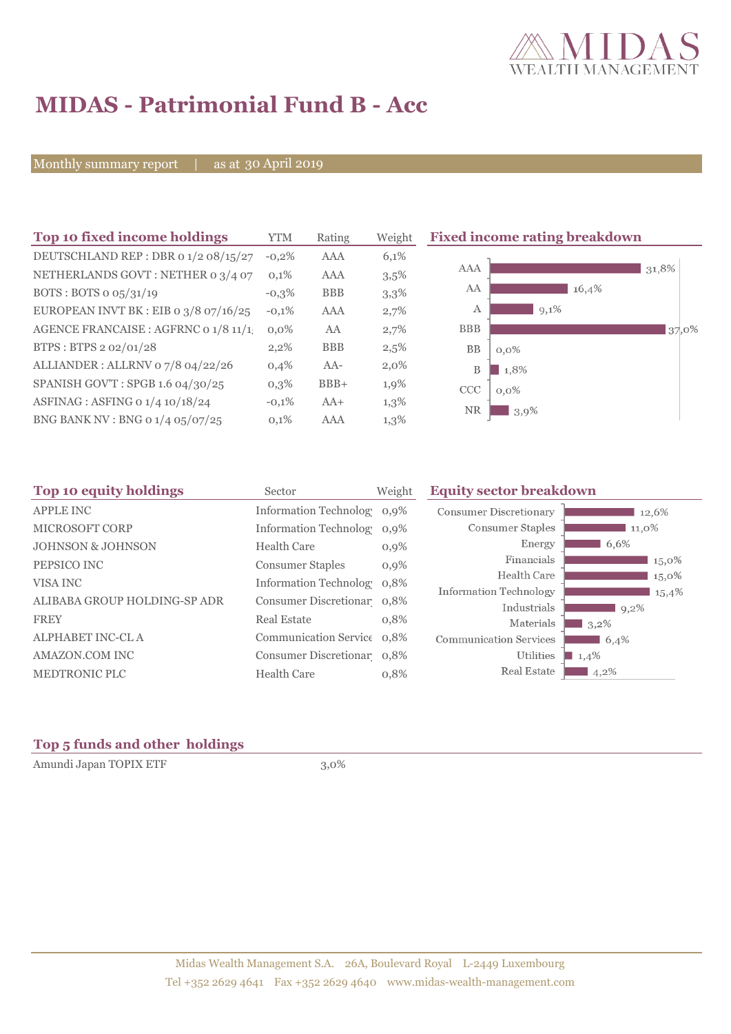# MIDAS - Patrimonial Fund B - Acc

Monthly summary report | as at 30 April 2019

## Top 10 fixed income holdings

| | YTM | Rating | Weight |
|---|---|---|---|
| DEUTSCHLAND REP : DBR 0 1/2 08/15/27 | -0,2% | AAA | 6,1% |
| NETHERLANDS GOVT : NETHER 0 3/4 07 | 0,1% | AAA | 3,5% |
| BOTS : BOTS 0 05/31/19 | -0,3% | BBB | 3,3% |
| EUROPEAN INVT BK : EIB 0 3/8 07/16/25 | -0,1% | AAA | 2,7% |
| AGENCE FRANCAISE : AGFRNC 0 1/8 11/1 | 0,0% | AA | 2,7% |
| BTPS : BTPS 2 02/01/28 | 2,2% | BBB | 2,5% |
| ALLIANDER : ALLRNV 0 7/8 04/22/26 | 0,4% | AA- | 2,0% |
| SPANISH GOV'T : SPGB 1.6 04/30/25 | 0,3% | BBB+ | 1,9% |
| ASFINAG : ASFING 0 1/4 10/18/24 | -0,1% | AA+ | 1,3% |
| BNG BANK NV : BNG 0 1/4 05/07/25 | 0,1% | AAA | 1,3% |

## Fixed income rating breakdown

| Rating | Weight |
|---|---|
| AAA | 31,8% |
| AA | 16,4% |
| A | 9,1% |
| BBB | 37,0% |
| BB | 0,0% |
| B | 1,8% |
| CCC | 0,0% |
| NR | 3,9% |

## Top 10 equity holdings

| | Sector | Weight |
|---|---|---|
| APPLE INC | Information Technolog | 0,9% |
| MICROSOFT CORP | Information Technolog | 0,9% |
| JOHNSON & JOHNSON | Health Care | 0,9% |
| PEPSICO INC | Consumer Staples | 0,9% |
| VISA INC | Information Technolog | 0,8% |
| ALIBABA GROUP HOLDING-SP ADR | Consumer Discretionar | 0,8% |
| FREY | Real Estate | 0,8% |
| ALPHABET INC-CL A | Communication Service | 0,8% |
| AMAZON.COM INC | Consumer Discretionar | 0,8% |
| MEDTRONIC PLC | Health Care | 0,8% |

## Equity sector breakdown

| Sector | Weight |
|---|---|
| Consumer Discretionary | 12,6% |
| Consumer Staples | 11,0% |
| Energy | 6,6% |
| Financials | 15,0% |
| Health Care | 15,0% |
| Information Technology | 15,4% |
| Industrials | 9,2% |
| Materials | 3,2% |
| Communication Services | 6,4% |
| Utilities | 1,4% |
| Real Estate | 4,2% |

## Top 5 funds and other holdings

| | |
|---|---|
| Amundi Japan TOPIX ETF | 3,0% |

Midas Wealth Management S.A. 26A, Boulevard Royal L-2449 Luxembourg
Tel +352 2629 4641 Fax +352 2629 4640 www.midas-wealth-management.com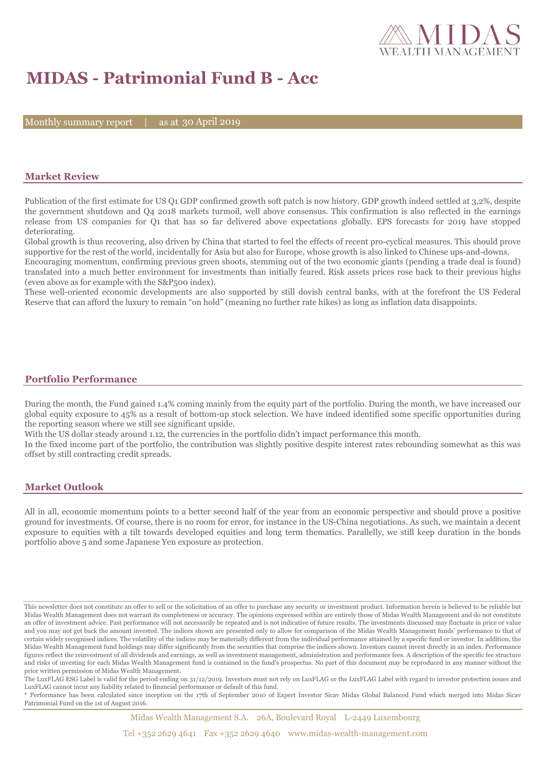# MIDAS - Patrimonial Fund B - Acc

Monthly summary report | as at 30 April 2019

## Market Review

Publication of the first estimate for US Q1 GDP confirmed growth soft patch is now history. GDP growth indeed settled at 3,2%, despite the government shutdown and Q4 2018 markets turmoil, well above consensus. This confirmation is also reflected in the earnings release from US companies for Q1 that has so far delivered above expectations globally. EPS forecasts for 2019 have stopped deteriorating.

Global growth is thus recovering, also driven by China that started to feel the effects of recent pro-cyclical measures. This should prove supportive for the rest of the world, incidentally for Asia but also for Europe, whose growth is also linked to Chinese ups-and-downs.

Encouraging momentum, confirming previous green shoots, stemming out of the two economic giants (pending a trade deal is found) translated into a much better environment for investments than initially feared. Risk assets prices rose back to their previous highs (even above as for example with the S&P500 index).

These well-oriented economic developments are also supported by still dovish central banks, with at the forefront the US Federal Reserve that can afford the luxury to remain "on hold" (meaning no further rate hikes) as long as inflation data disappoints.

## Portfolio Performance

During the month, the Fund gained 1.4% coming mainly from the equity part of the portfolio. During the month, we have increased our global equity exposure to 45% as a result of bottom-up stock selection. We have indeed identified some specific opportunities during the reporting season where we still see significant upside.

With the US dollar steady around 1.12, the currencies in the portfolio didn't impact performance this month.

In the fixed income part of the portfolio, the contribution was slightly positive despite interest rates rebounding somewhat as this was offset by still contracting credit spreads.

## Market Outlook

All in all, economic momentum points to a better second half of the year from an economic perspective and should prove a positive ground for investments. Of course, there is no room for error, for instance in the US-China negotiations. As such, we maintain a decent exposure to equities with a tilt towards developed equities and long term thematics. Parallelly, we still keep duration in the bonds portfolio above 5 and some Japanese Yen exposure as protection.

This newsletter does not constitute an offer to sell or the solicitation of an offer to purchase any security or investment product. Information herein is believed to be reliable but Midas Wealth Management does not warrant its completeness or accuracy. The opinions expressed within are entirely those of Midas Wealth Management and do not constitute an offer of investment advice. Past performance will not necessarily be repeated and is not indicative of future results. The investments discussed may fluctuate in price or value and you may not get back the amount invested. The indices shown are presented only to allow for comparison of the Midas Wealth Management funds' performance to that of certain widely recognised indices. The volatility of the indices may be materially different from the individual performance attained by a specific fund or investor. In addition, the Midas Wealth Management fund holdings may differ significantly from the securities that comprise the indices shown. Investors cannot invest directly in an index. Performance figures reflect the reinvestment of all dividends and earnings, as well as investment management, administration and performance fees. A description of the specific fee structure and risks of investing for each Midas Wealth Management fund is contained in the fund's prospectus. No part of this document may be reproduced in any manner without the prior written permission of Midas Wealth Management.

The LuxFLAG ESG Label is valid for the period ending on 31/12/2019. Investors must not rely on LuxFLAG or the LuxFLAG Label with regard to investor protection issues and LuxFLAG cannot incur any liability related to financial performance or default of this fund.

\* Performance has been calculated since inception on the 17th of September 2010 of Expert Investor Sicav Midas Global Balanced Fund which merged into Midas Sicav Patrimonial Fund on the 1st of August 2016.

Midas Wealth Management S.A. 26A, Boulevard Royal L-2449 Luxembourg

Tel +352 2629 4641 Fax +352 2629 4640 www.midas-wealth-management.com